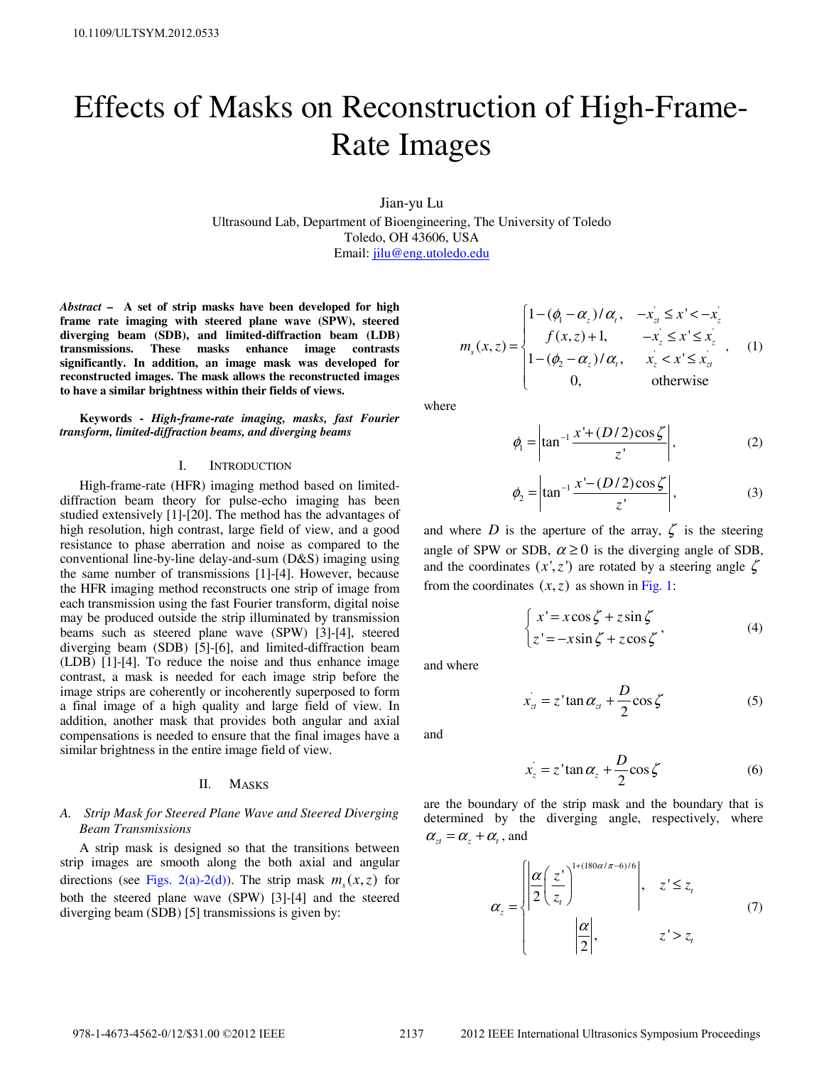10.1109/ULTSYM.2012.0533

# Effects of Masks on Reconstruction of High-Frame-Rate Images

Jian-yu Lu
Ultrasound Lab, Department of Bioengineering, The University of Toledo
Toledo, OH 43606, USA
Email: jilu@eng.utoledo.edu

***Abstract* – A set of strip masks have been developed for high frame rate imaging with steered plane wave (SPW), steered diverging beam (SDB), and limited-diffraction beam (LDB) transmissions. These masks enhance image contrasts significantly. In addition, an image mask was developed for reconstructed images. The mask allows the reconstructed images to have a similar brightness within their fields of views.**

**Keywords -** ***High-frame-rate imaging, masks, fast Fourier transform, limited-diffraction beams, and diverging beams***

## I. Introduction

High-frame-rate (HFR) imaging method based on limited-diffraction beam theory for pulse-echo imaging has been studied extensively [1]-[20]. The method has the advantages of high resolution, high contrast, large field of view, and a good resistance to phase aberration and noise as compared to the conventional line-by-line delay-and-sum (D&S) imaging using the same number of transmissions [1]-[4]. However, because the HFR imaging method reconstructs one strip of image from each transmission using the fast Fourier transform, digital noise may be produced outside the strip illuminated by transmission beams such as steered plane wave (SPW) [3]-[4], steered diverging beam (SDB) [5]-[6], and limited-diffraction beam (LDB) [1]-[4]. To reduce the noise and thus enhance image contrast, a mask is needed for each image strip before the image strips are coherently or incoherently superposed to form a final image of a high quality and large field of view. In addition, another mask that provides both angular and axial compensations is needed to ensure that the final images have a similar brightness in the entire image field of view.

## II. Masks

### A. Strip Mask for Steered Plane Wave and Steered Diverging Beam Transmissions

A strip mask is designed so that the transitions between strip images are smooth along the both axial and angular directions (see Figs. 2(a)-2(d)). The strip mask $m_s(x,z)$ for both the steered plane wave (SPW) [3]-[4] and the steered diverging beam (SDB) [5] transmissions is given by:

$$m_s(x,z)=\begin{cases}1-(\phi_1-\alpha_z)/\alpha_t, & -x'_{zt}\le x'<-x'_z\\ f(x,z)+1, & -x'_z\le x'\le x'_z\\ 1-(\phi_2-\alpha_z)/\alpha_t, & x'_z<x'\le x'_{zt}\\ 0, & \text{otherwise}\end{cases}, \tag{1}$$

where

$$\phi_1=\left|\tan^{-1}\frac{x'+(D/2)\cos\zeta}{z'}\right|, \tag{2}$$

$$\phi_2=\left|\tan^{-1}\frac{x'-(D/2)\cos\zeta}{z'}\right|, \tag{3}$$

and where $D$ is the aperture of the array, $\zeta$ is the steering angle of SPW or SDB, $\alpha\ge 0$ is the diverging angle of SDB, and the coordinates $(x',z')$ are rotated by a steering angle $\zeta$ from the coordinates $(x,z)$ as shown in Fig. 1:

$$\begin{cases}x'=x\cos\zeta+z\sin\zeta\\ z'=-x\sin\zeta+z\cos\zeta\end{cases}, \tag{4}$$

and where

$$x'_{zt}=z'\tan\alpha_{zt}+\frac{D}{2}\cos\zeta \tag{5}$$

and

$$x'_z=z'\tan\alpha_z+\frac{D}{2}\cos\zeta \tag{6}$$

are the boundary of the strip mask and the boundary that is determined by the diverging angle, respectively, where $\alpha_{zt}=\alpha_z+\alpha_t$, and

$$\alpha_z=\begin{cases}\left|\dfrac{\alpha}{2}\left(\dfrac{z'}{z_t}\right)^{1+(180\alpha/\pi-6)/6}\right|, & z'\le z_t\\ \left|\dfrac{\alpha}{2}\right|, & z'>z_t\end{cases} \tag{7}$$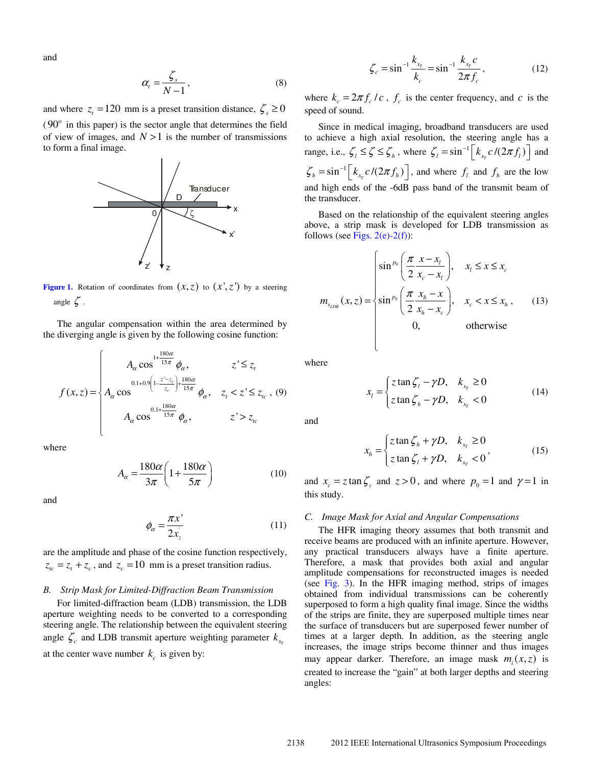and

$$\alpha_t = \frac{\zeta_s}{N-1}, \tag{8}$$

and where $z_t = 120$ mm is a preset transition distance, $\zeta_s \geq 0$ ($90^{\text{o}}$ in this paper) is the sector angle that determines the field of view of images, and $N > 1$ is the number of transmissions to form a final image.

Figure 1. Rotation of coordinates from $(x, z)$ to $(x', z')$ by a steering angle $\zeta$.

The angular compensation within the area determined by the diverging angle is given by the following cosine function:

$$f(x,z) = \begin{cases} A_\alpha \cos^{1+\frac{180\alpha}{15\pi}} \phi_\alpha, & z' \leq z_t \\ A_\alpha \cos^{0.1+0.9\left(1-\frac{z'-z_t}{z_c}\right)+\frac{180\alpha}{15\pi}} \phi_\alpha, & z_t < z' \leq z_{tc} \\ A_\alpha \cos^{0.1+\frac{180\alpha}{15\pi}} \phi_\alpha, & z' > z_{tc} \end{cases}, \tag{9}$$

where

$$A_\alpha = \frac{180\alpha}{3\pi}\left(1 + \frac{180\alpha}{5\pi}\right) \tag{10}$$

and

$$\phi_\alpha = \frac{\pi x'}{2x'_z} \tag{11}$$

are the amplitude and phase of the cosine function respectively, $z_{tc} = z_t + z_c$, and $z_c = 10$ mm is a preset transition radius.

### *B. Strip Mask for Limited-Diffraction Beam Transmission*

For limited-diffraction beam (LDB) transmission, the LDB aperture weighting needs to be converted to a corresponding steering angle. The relationship between the equivalent steering angle $\zeta_c$ and LDB transmit aperture weighting parameter $k_{x_T}$ at the center wave number $k_c$ is given by:

$$\zeta_c = \sin^{-1}\frac{k_{x_T}}{k_c} = \sin^{-1}\frac{k_{x_T} c}{2\pi f_c}, \tag{12}$$

where $k_c = 2\pi f_c / c$, $f_c$ is the center frequency, and $c$ is the speed of sound.

Since in medical imaging, broadband transducers are used to achieve a high axial resolution, the steering angle has a range, i.e., $\zeta_l \leq \zeta \leq \zeta_h$, where $\zeta_l = \sin^{-1}\left[k_{x_T} c / (2\pi f_l)\right]$ and $\zeta_h = \sin^{-1}\left[k_{x_T} c / (2\pi f_h)\right]$, and where $f_l$ and $f_h$ are the low and high ends of the -6dB pass band of the transmit beam of the transducer.

Based on the relationship of the equivalent steering angles above, a strip mask is developed for LDB transmission as follows (see Figs. 2(e)-2(f)):

$$m_{s_{LDB}}(x,z) = \begin{cases} \sin^{p_0}\left(\dfrac{\pi}{2}\dfrac{x - x_l}{x_c - x_l}\right), & x_l \leq x \leq x_c \\ \sin^{p_0}\left(\dfrac{\pi}{2}\dfrac{x_h - x}{x_h - x_c}\right), & x_c < x \leq x_h \\ 0, & \text{otherwise} \end{cases}, \tag{13}$$

where

$$x_l = \begin{cases} z\tan\zeta_l - \gamma D, & k_{x_T} \geq 0 \\ z\tan\zeta_h - \gamma D, & k_{x_T} < 0 \end{cases} \tag{14}$$

and

$$x_h = \begin{cases} z\tan\zeta_h + \gamma D, & k_{x_T} \geq 0 \\ z\tan\zeta_l + \gamma D, & k_{x_T} < 0 \end{cases}, \tag{15}$$

and $x_c = z\tan\zeta_c$ and $z > 0$, and where $p_0 = 1$ and $\gamma = 1$ in this study.

### *C. Image Mask for Axial and Angular Compensations*

The HFR imaging theory assumes that both transmit and receive beams are produced with an infinite aperture. However, any practical transducers always have a finite aperture. Therefore, a mask that provides both axial and angular amplitude compensations for reconstructed images is needed (see Fig. 3). In the HFR imaging method, strips of images obtained from individual transmissions can be coherently superposed to form a high quality final image. Since the widths of the strips are finite, they are superposed multiple times near the surface of transducers but are superposed fewer number of times at a larger depth. In addition, as the steering angle increases, the image strips become thinner and thus images may appear darker. Therefore, an image mask $m_i(x,z)$ is created to increase the "gain" at both larger depths and steering angles: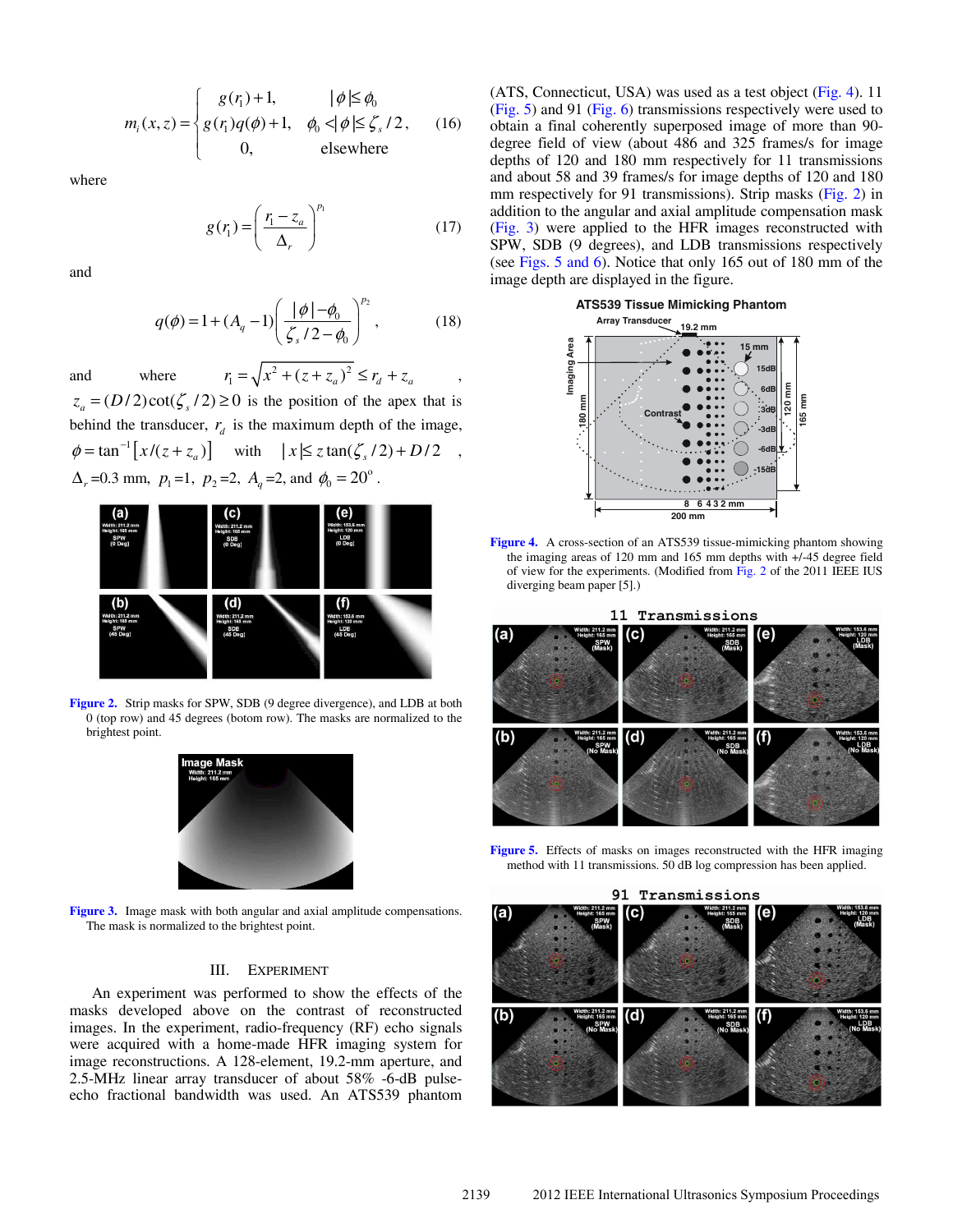$$m_i(x,z) = \begin{cases} g(r_1)+1, & |\phi| \le \phi_0 \\ g(r_1)q(\phi)+1, & \phi_0 < |\phi| \le \zeta_s/2, \\ 0, & \text{elsewhere} \end{cases} \tag{16}$$

where

$$g(r_1) = \left(\frac{r_1 - z_a}{\Delta_r}\right)^{p_1} \tag{17}$$

and

$$q(\phi) = 1 + (A_q - 1)\left(\frac{|\phi| - \phi_0}{\zeta_s/2 - \phi_0}\right)^{p_2}, \tag{18}$$

and where $r_1 = \sqrt{x^2 + (z+z_a)^2} \le r_d + z_a$, $z_a = (D/2)\cot(\zeta_s/2) \ge 0$ is the position of the apex that is behind the transducer, $r_d$ is the maximum depth of the image, $\phi = \tan^{-1}[x/(z+z_a)]$ with $|x| \le z\tan(\zeta_s/2) + D/2$, $\Delta_r$=0.3 mm, $p_1$=1, $p_2$=2, $A_q$=2, and $\phi_0 = 20^{\circ}$.

Figure 2. Strip masks for SPW, SDB (9 degree divergence), and LDB at both 0 (top row) and 45 degrees (botom row). The masks are normalized to the brightest point.

Figure 3. Image mask with both angular and axial amplitude compensations. The mask is normalized to the brightest point.

## III. EXPERIMENT

An experiment was performed to show the effects of the masks developed above on the contrast of reconstructed images. In the experiment, radio-frequency (RF) echo signals were acquired with a home-made HFR imaging system for image reconstructions. A 128-element, 19.2-mm aperture, and 2.5-MHz linear array transducer of about 58% -6-dB pulse-echo fractional bandwidth was used. An ATS539 phantom (ATS, Connecticut, USA) was used as a test object (Fig. 4). 11 (Fig. 5) and 91 (Fig. 6) transmissions respectively were used to obtain a final coherently superposed image of more than 90-degree field of view (about 486 and 325 frames/s for image depths of 120 and 180 mm respectively for 11 transmissions and about 58 and 39 frames/s for image depths of 120 and 180 mm respectively for 91 transmissions). Strip masks (Fig. 2) in addition to the angular and axial amplitude compensation mask (Fig. 3) were applied to the HFR images reconstructed with SPW, SDB (9 degrees), and LDB transmissions respectively (see Figs. 5 and 6). Notice that only 165 out of 180 mm of the image depth are displayed in the figure.

Figure 4. A cross-section of an ATS539 tissue-mimicking phantom showing the imaging areas of 120 mm and 165 mm depths with +/-45 degree field of view for the experiments. (Modified from Fig. 2 of the 2011 IEEE IUS diverging beam paper [5].)

Figure 5. Effects of masks on images reconstructed with the HFR imaging method with 11 transmissions. 50 dB log compression has been applied.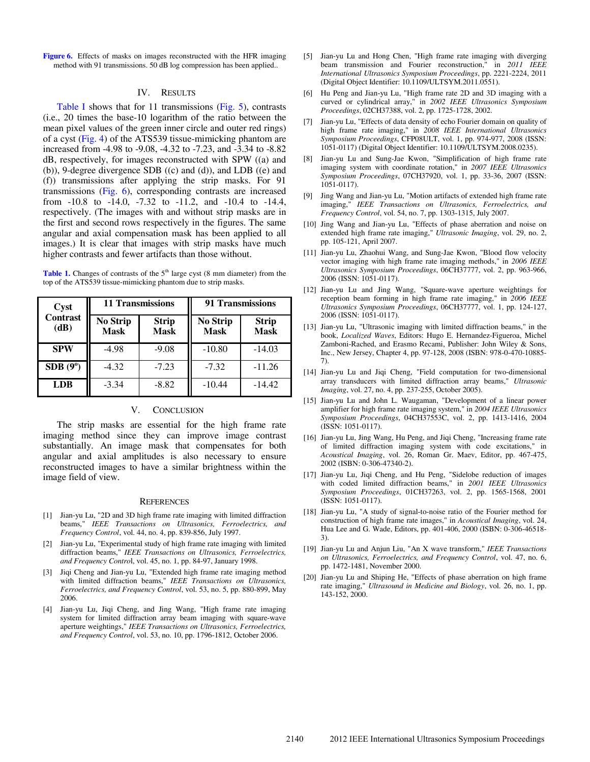**Figure 6.** Effects of masks on images reconstructed with the HFR imaging method with 91 transmissions. 50 dB log compression has been applied..

## IV. RESULTS

Table I shows that for 11 transmissions (Fig. 5), contrasts (i.e., 20 times the base-10 logarithm of the ratio between the mean pixel values of the green inner circle and outer red rings) of a cyst (Fig. 4) of the ATS539 tissue-mimicking phantom are increased from -4.98 to -9.08, -4.32 to -7.23, and -3.34 to -8.82 dB, respectively, for images reconstructed with SPW ((a) and (b)), 9-degree divergence SDB ((c) and (d)), and LDB ((e) and (f)) transmissions after applying the strip masks. For 91 transmissions (Fig. 6), corresponding contrasts are increased from -10.8 to -14.0, -7.32 to -11.2, and -10.4 to -14.4, respectively. (The images with and without strip masks are in the first and second rows respectively in the figures. The same angular and axial compensation mask has been applied to all images.) It is clear that images with strip masks have much higher contrasts and fewer artifacts than those without.

**Table 1.** Changes of contrasts of the 5th large cyst (8 mm diameter) from the top of the ATS539 tissue-mimicking phantom due to strip masks.

| Cyst Contrast (dB) | 11 Transmissions | | 91 Transmissions | |
|---|---|---|---|---|
| | No Strip Mask | Strip Mask | No Strip Mask | Strip Mask |
| **SPW** | -4.98 | -9.08 | -10.80 | -14.03 |
| **SDB ($9^o$)** | -4.32 | -7.23 | -7.32 | -11.26 |
| **LDB** | -3.34 | -8.82 | -10.44 | -14.42 |

## V. CONCLUSION

The strip masks are essential for the high frame rate imaging method since they can improve image contrast substantially. An image mask that compensates for both angular and axial amplitudes is also necessary to ensure reconstructed images to have a similar brightness within the image field of view.

## REFERENCES

[1] Jian-yu Lu, "2D and 3D high frame rate imaging with limited diffraction beams," *IEEE Transactions on Ultrasonics, Ferroelectrics, and Frequency Control*, vol. 44, no. 4, pp. 839-856, July 1997.

[2] Jian-yu Lu, "Experimental study of high frame rate imaging with limited diffraction beams," *IEEE Transactions on Ultrasonics, Ferroelectrics, and Frequency Control*, vol. 45, no. 1, pp. 84-97, January 1998.

[3] Jiqi Cheng and Jian-yu Lu, "Extended high frame rate imaging method with limited diffraction beams," *IEEE Transactions on Ultrasonics, Ferroelectrics, and Frequency Control*, vol. 53, no. 5, pp. 880-899, May 2006.

[4] Jian-yu Lu, Jiqi Cheng, and Jing Wang, "High frame rate imaging system for limited diffraction array beam imaging with square-wave aperture weightings," *IEEE Transactions on Ultrasonics, Ferroelectrics, and Frequency Control*, vol. 53, no. 10, pp. 1796-1812, October 2006.

[5] Jian-yu Lu and Hong Chen, "High frame rate imaging with diverging beam transmission and Fourier reconstruction," in *2011 IEEE International Ultrasonics Symposium Proceedings*, pp. 2221-2224, 2011 (Digital Object Identifier: 10.1109/ULTSYM.2011.0551).

[6] Hu Peng and Jian-yu Lu, "High frame rate 2D and 3D imaging with a curved or cylindrical array," in *2002 IEEE Ultrasonics Symposium Proceedings*, 02CH37388, vol. 2, pp. 1725-1728, 2002.

[7] Jian-yu Lu, "Effects of data density of echo Fourier domain on quality of high frame rate imaging," in *2008 IEEE International Ultrasonics Symposium Proceedings*, CFP08ULT, vol. 1, pp. 974-977, 2008 (ISSN: 1051-0117) (Digital Object Identifier: 10.1109/ULTSYM.2008.0235).

[8] Jian-yu Lu and Sung-Jae Kwon, "Simplification of high frame rate imaging system with coordinate rotation," in *2007 IEEE Ultrasonics Symposium Proceedings*, 07CH37920, vol. 1, pp. 33-36, 2007 (ISSN: 1051-0117).

[9] Jing Wang and Jian-yu Lu, "Motion artifacts of extended high frame rate imaging," *IEEE Transactions on Ultrasonics, Ferroelectrics, and Frequency Control*, vol. 54, no. 7, pp. 1303-1315, July 2007.

[10] Jing Wang and Jian-yu Lu, "Effects of phase aberration and noise on extended high frame rate imaging," *Ultrasonic Imaging*, vol. 29, no. 2, pp. 105-121, April 2007.

[11] Jian-yu Lu, Zhaohui Wang, and Sung-Jae Kwon, "Blood flow velocity vector imaging with high frame rate imaging methods," in *2006 IEEE Ultrasonics Symposium Proceedings*, 06CH37777, vol. 2, pp. 963-966, 2006 (ISSN: 1051-0117).

[12] Jian-yu Lu and Jing Wang, "Square-wave aperture weightings for reception beam forming in high frame rate imaging," in *2006 IEEE Ultrasonics Symposium Proceedings*, 06CH37777, vol. 1, pp. 124-127, 2006 (ISSN: 1051-0117).

[13] Jian-yu Lu, "Ultrasonic imaging with limited diffraction beams," in the book, *Localized Waves*, Editors: Hugo E. Hernandez-Figueroa, Michel Zamboni-Rached, and Erasmo Recami, Publisher: John Wiley & Sons, Inc., New Jersey, Chapter 4, pp. 97-128, 2008 (ISBN: 978-0-470-10885-7).

[14] Jian-yu Lu and Jiqi Cheng, "Field computation for two-dimensional array transducers with limited diffraction array beams," *Ultrasonic Imaging*, vol. 27, no. 4, pp. 237-255, October 2005).

[15] Jian-yu Lu and John L. Waugaman, "Development of a linear power amplifier for high frame rate imaging system," in *2004 IEEE Ultrasonics Symposium Proceedings*, 04CH37553C, vol. 2, pp. 1413-1416, 2004 (ISSN: 1051-0117).

[16] Jian-yu Lu, Jing Wang, Hu Peng, and Jiqi Cheng, "Increasing frame rate of limited diffraction imaging system with code excitations," in *Acoustical Imaging*, vol. 26, Roman Gr. Maev, Editor, pp. 467-475, 2002 (ISBN: 0-306-47340-2).

[17] Jian-yu Lu, Jiqi Cheng, and Hu Peng, "Sidelobe reduction of images with coded limited diffraction beams," in *2001 IEEE Ultrasonics Symposium Proceedings*, 01CH37263, vol. 2, pp. 1565-1568, 2001 (ISSN: 1051-0117).

[18] Jian-yu Lu, "A study of signal-to-noise ratio of the Fourier method for construction of high frame rate images," in *Acoustical Imaging*, vol. 24, Hua Lee and G. Wade, Editors, pp. 401-406, 2000 (ISBN: 0-306-46518-3).

[19] Jian-yu Lu and Anjun Liu, "An X wave transform," *IEEE Transactions on Ultrasonics, Ferroelectrics, and Frequency Control*, vol. 47, no. 6, pp. 1472-1481, November 2000.

[20] Jian-yu Lu and Shiping He, "Effects of phase aberration on high frame rate imaging," *Ultrasound in Medicine and Biology*, vol. 26, no. 1, pp. 143-152, 2000.